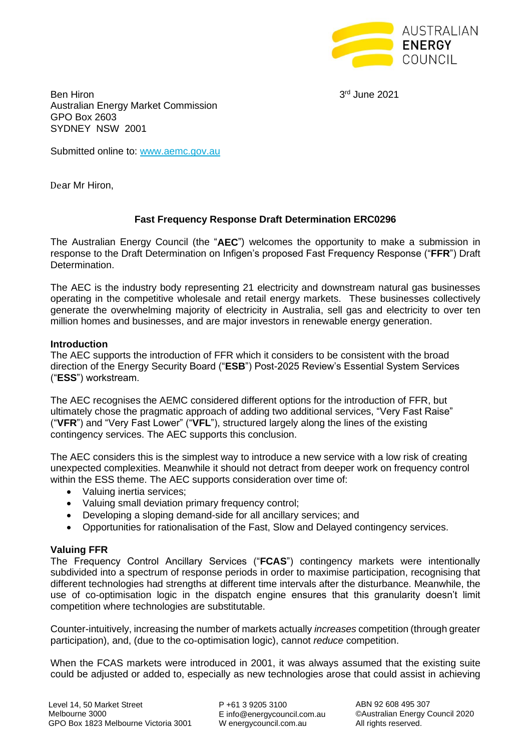AUSTRALIAN ENERGY COUNCIL

Ben Hiron
Australian Energy Market Commission
GPO Box 2603
SYDNEY NSW 2001

3rd June 2021

Submitted online to: www.aemc.gov.au

Dear Mr Hiron,

**Fast Frequency Response Draft Determination ERC0296**

The Australian Energy Council (the "**AEC**") welcomes the opportunity to make a submission in response to the Draft Determination on Infigen's proposed Fast Frequency Response ("**FFR**") Draft Determination.

The AEC is the industry body representing 21 electricity and downstream natural gas businesses operating in the competitive wholesale and retail energy markets. These businesses collectively generate the overwhelming majority of electricity in Australia, sell gas and electricity to over ten million homes and businesses, and are major investors in renewable energy generation.

### Introduction

The AEC supports the introduction of FFR which it considers to be consistent with the broad direction of the Energy Security Board ("**ESB**") Post-2025 Review's Essential System Services ("**ESS**") workstream.

The AEC recognises the AEMC considered different options for the introduction of FFR, but ultimately chose the pragmatic approach of adding two additional services, "Very Fast Raise" ("**VFR**") and "Very Fast Lower" ("**VFL**"), structured largely along the lines of the existing contingency services. The AEC supports this conclusion.

The AEC considers this is the simplest way to introduce a new service with a low risk of creating unexpected complexities. Meanwhile it should not detract from deeper work on frequency control within the ESS theme. The AEC supports consideration over time of:

- Valuing inertia services;
- Valuing small deviation primary frequency control;
- Developing a sloping demand-side for all ancillary services; and
- Opportunities for rationalisation of the Fast, Slow and Delayed contingency services.

### Valuing FFR

The Frequency Control Ancillary Services ("**FCAS**") contingency markets were intentionally subdivided into a spectrum of response periods in order to maximise participation, recognising that different technologies had strengths at different time intervals after the disturbance. Meanwhile, the use of co-optimisation logic in the dispatch engine ensures that this granularity doesn't limit competition where technologies are substitutable.

Counter-intuitively, increasing the number of markets actually *increases* competition (through greater participation), and, (due to the co-optimisation logic), cannot *reduce* competition.

When the FCAS markets were introduced in 2001, it was always assumed that the existing suite could be adjusted or added to, especially as new technologies arose that could assist in achieving

Level 14, 50 Market Street
Melbourne 3000
GPO Box 1823 Melbourne Victoria 3001

P +61 3 9205 3100
E info@energycouncil.com.au
W energycouncil.com.au

ABN 92 608 495 307
©Australian Energy Council 2020
All rights reserved.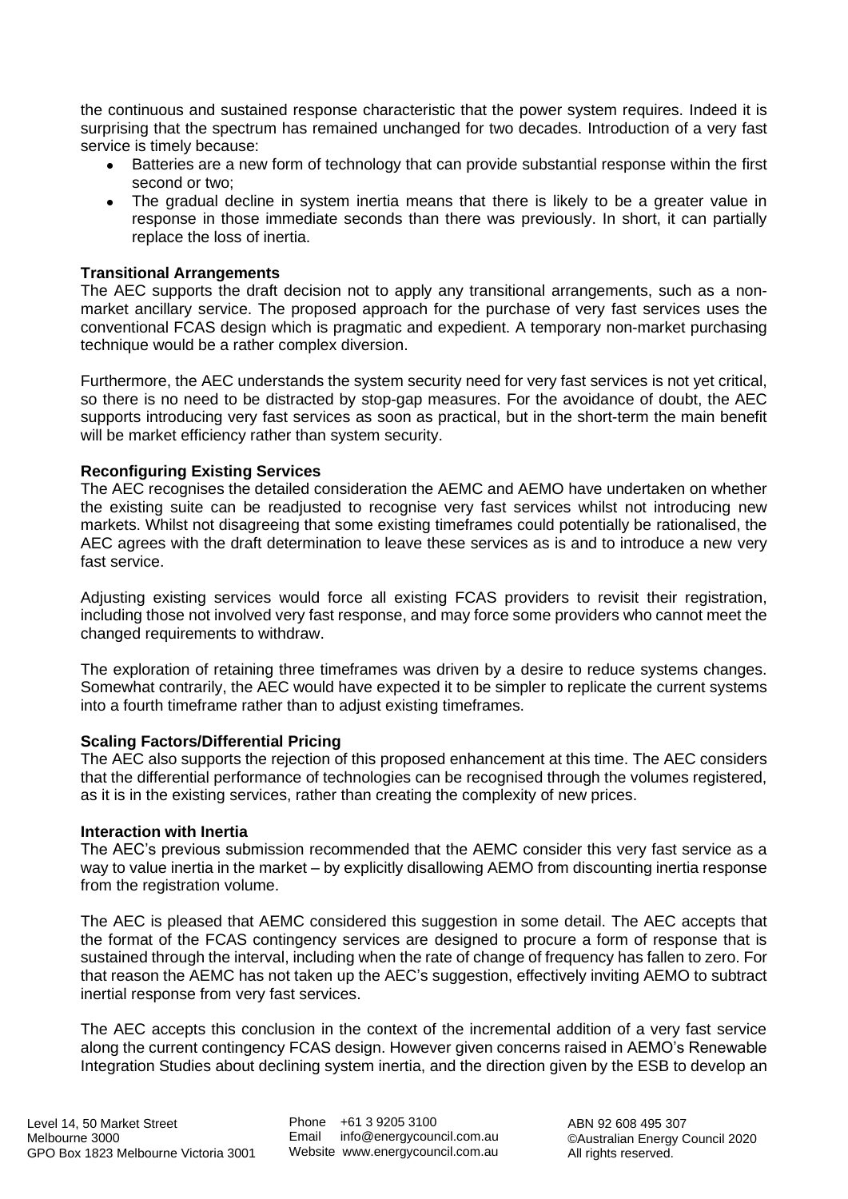the continuous and sustained response characteristic that the power system requires. Indeed it is surprising that the spectrum has remained unchanged for two decades. Introduction of a very fast service is timely because:

- Batteries are a new form of technology that can provide substantial response within the first second or two;
- The gradual decline in system inertia means that there is likely to be a greater value in response in those immediate seconds than there was previously. In short, it can partially replace the loss of inertia.

**Transitional Arrangements**

The AEC supports the draft decision not to apply any transitional arrangements, such as a non-market ancillary service. The proposed approach for the purchase of very fast services uses the conventional FCAS design which is pragmatic and expedient. A temporary non-market purchasing technique would be a rather complex diversion.

Furthermore, the AEC understands the system security need for very fast services is not yet critical, so there is no need to be distracted by stop-gap measures. For the avoidance of doubt, the AEC supports introducing very fast services as soon as practical, but in the short-term the main benefit will be market efficiency rather than system security.

**Reconfiguring Existing Services**

The AEC recognises the detailed consideration the AEMC and AEMO have undertaken on whether the existing suite can be readjusted to recognise very fast services whilst not introducing new markets. Whilst not disagreeing that some existing timeframes could potentially be rationalised, the AEC agrees with the draft determination to leave these services as is and to introduce a new very fast service.

Adjusting existing services would force all existing FCAS providers to revisit their registration, including those not involved very fast response, and may force some providers who cannot meet the changed requirements to withdraw.

The exploration of retaining three timeframes was driven by a desire to reduce systems changes. Somewhat contrarily, the AEC would have expected it to be simpler to replicate the current systems into a fourth timeframe rather than to adjust existing timeframes.

**Scaling Factors/Differential Pricing**

The AEC also supports the rejection of this proposed enhancement at this time. The AEC considers that the differential performance of technologies can be recognised through the volumes registered, as it is in the existing services, rather than creating the complexity of new prices.

**Interaction with Inertia**

The AEC's previous submission recommended that the AEMC consider this very fast service as a way to value inertia in the market – by explicitly disallowing AEMO from discounting inertia response from the registration volume.

The AEC is pleased that AEMC considered this suggestion in some detail. The AEC accepts that the format of the FCAS contingency services are designed to procure a form of response that is sustained through the interval, including when the rate of change of frequency has fallen to zero. For that reason the AEMC has not taken up the AEC's suggestion, effectively inviting AEMO to subtract inertial response from very fast services.

The AEC accepts this conclusion in the context of the incremental addition of a very fast service along the current contingency FCAS design. However given concerns raised in AEMO's Renewable Integration Studies about declining system inertia, and the direction given by the ESB to develop an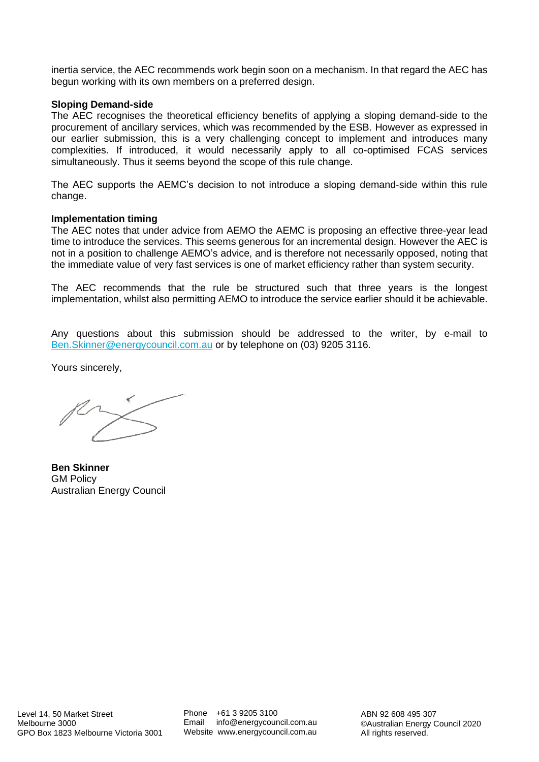inertia service, the AEC recommends work begin soon on a mechanism. In that regard the AEC has begun working with its own members on a preferred design.

**Sloping Demand-side**

The AEC recognises the theoretical efficiency benefits of applying a sloping demand-side to the procurement of ancillary services, which was recommended by the ESB. However as expressed in our earlier submission, this is a very challenging concept to implement and introduces many complexities. If introduced, it would necessarily apply to all co-optimised FCAS services simultaneously. Thus it seems beyond the scope of this rule change.

The AEC supports the AEMC's decision to not introduce a sloping demand-side within this rule change.

**Implementation timing**

The AEC notes that under advice from AEMO the AEMC is proposing an effective three-year lead time to introduce the services. This seems generous for an incremental design. However the AEC is not in a position to challenge AEMO's advice, and is therefore not necessarily opposed, noting that the immediate value of very fast services is one of market efficiency rather than system security.

The AEC recommends that the rule be structured such that three years is the longest implementation, whilst also permitting AEMO to introduce the service earlier should it be achievable.

Any questions about this submission should be addressed to the writer, by e-mail to Ben.Skinner@energycouncil.com.au or by telephone on (03) 9205 3116.

Yours sincerely,

**Ben Skinner**
GM Policy
Australian Energy Council

Level 14, 50 Market Street
Melbourne 3000
GPO Box 1823 Melbourne Victoria 3001

Phone +61 3 9205 3100
Email info@energycouncil.com.au
Website www.energycouncil.com.au

ABN 92 608 495 307
©Australian Energy Council 2020
All rights reserved.